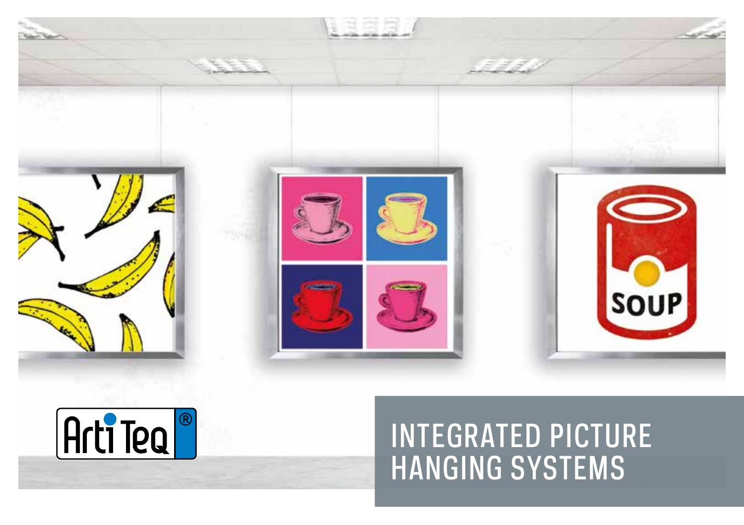Arti Teq®

# INTEGRATED PICTURE HANGING SYSTEMS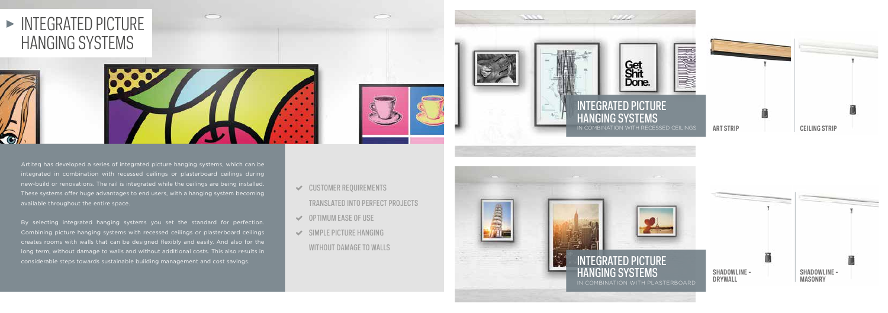# INTEGRATED PICTURE HANGING SYSTEMS

Artiteq has developed a series of integrated picture hanging systems, which can be integrated in combination with recessed ceilings or plasterboard ceilings during new-build or renovations. The rail is integrated while the ceilings are being installed. These systems offer huge advantages to end users, with a hanging system becoming available throughout the entire space.

By selecting integrated hanging systems you set the standard for perfection. Combining picture hanging systems with recessed ceilings or plasterboard ceilings creates rooms with walls that can be designed flexibly and easily. And also for the long term, without damage to walls and without additional costs. This also results in considerable steps towards sustainable building management and cost savings.

- CUSTOMER REQUIREMENTS TRANSLATED INTO PERFECT PROJECTS
- OPTIMUM EASE OF USE
- SIMPLE PICTURE HANGING WITHOUT DAMAGE TO WALLS

## INTEGRATED PICTURE HANGING SYSTEMS

IN COMBINATION WITH RECESSED CEILINGS

ART STRIP

CEILING STRIP

## INTEGRATED PICTURE HANGING SYSTEMS

IN COMBINATION WITH PLASTERBOARD

SHADOWLINE - DRYWALL

SHADOWLINE - MASONRY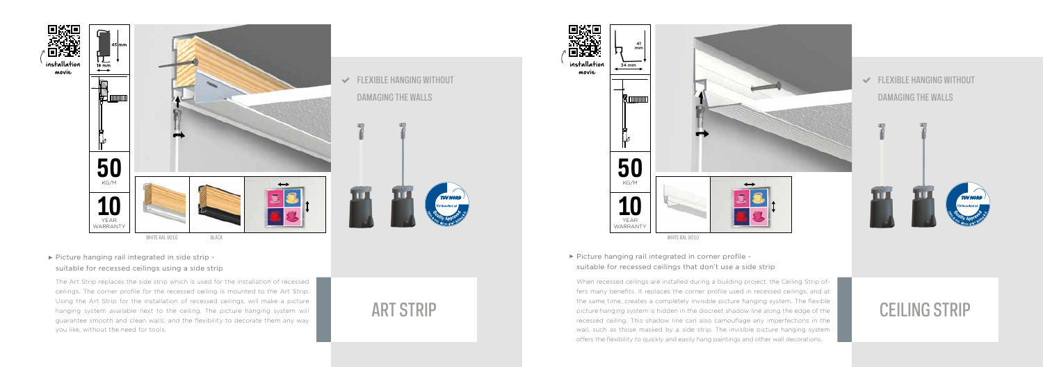installation movie

45 mm

18 mm

50 KG/M

10 YEAR WARRANTY

WHITE RAL 9010 BLACK

✔ FLEXIBLE HANGING WITHOUT DAMAGING THE WALLS

▸ Picture hanging rail integrated in side strip - suitable for recessed ceilings using a side strip

The Art Strip replaces the side strip which is used for the installation of recessed ceilings. The corner profile for the recessed ceiling is mounted to the Art Strip. Using the Art Strip for the installation of recessed ceilings, will make a picture hanging system available next to the ceiling. The picture hanging system will guarantee smooth and clean walls, and the flexibility to decorate them any way you like, without the need for tools.

# ART STRIP

installation movie

41 mm

34 mm

50 KG/M

10 YEAR WARRANTY

WHITE RAL 9010

✔ FLEXIBLE HANGING WITHOUT DAMAGING THE WALLS

▸ Picture hanging rail integrated in corner profile - suitable for recessed ceilings that don't use a side strip

When recessed ceilings are installed during a building project, the Ceiling Strip offers many benefits. It replaces the corner profile used in recessed ceilings, and at the same time, creates a completely invisible picture hanging system. The flexible picture hanging system is hidden in the discreet shadow line along the edge of the recessed ceiling. This shadow line can also camouflage any imperfections in the wall, such as those masked by a side strip. The invisible picture hanging system offers the flexibility to quickly and easily hang paintings and other wall decorations.

# CEILING STRIP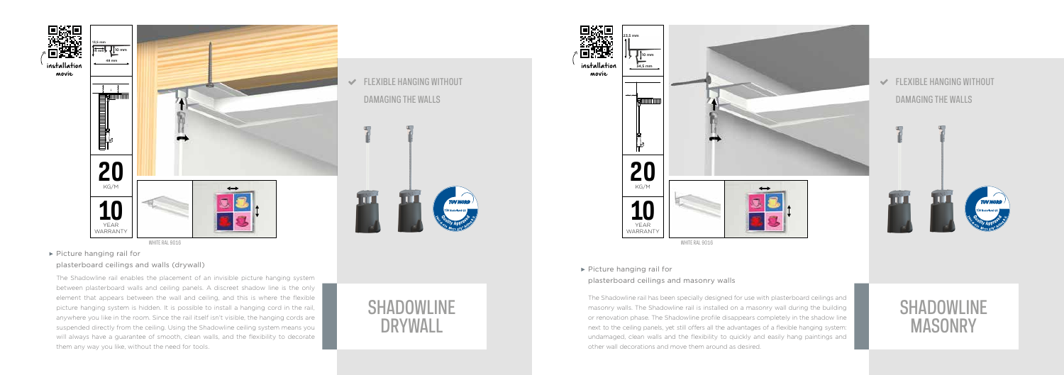## SHADOWLINE DRYWALL

installation movie

18,5 mm | 10 mm | 10 mm | 48 mm

**20** KG/M

**10** YEAR WARRANTY

WHITE RAL 9016

✔ FLEXIBLE HANGING WITHOUT DAMAGING THE WALLS

▸ Picture hanging rail for plasterboard ceilings and walls (drywall)

The Shadowline rail enables the placement of an invisible picture hanging system between plasterboard walls and ceiling panels. A discreet shadow line is the only element that appears between the wall and ceiling, and this is where the flexible picture hanging system is hidden. It is possible to install a hanging cord in the rail, anywhere you like in the room. Since the rail itself isn't visible, the hanging cords are suspended directly from the ceiling. Using the Shadowline ceiling system means you will always have a guarantee of smooth, clean walls, and the flexibility to decorate them any way you like, without the need for tools.

## SHADOWLINE MASONRY

installation movie

23,5 mm | 10 mm | 34,5 mm

**20** KG/M

**10** YEAR WARRANTY

WHITE RAL 9016

✔ FLEXIBLE HANGING WITHOUT DAMAGING THE WALLS

▸ Picture hanging rail for plasterboard ceilings and masonry walls

The Shadowline rail has been specially designed for use with plasterboard ceilings and masonry walls. The Shadowline rail is installed on a masonry wall during the building or renovation phase. The Shadowline profile disappears completely in the shadow line next to the ceiling panels, yet still offers all the advantages of a flexible hanging system: undamaged, clean walls and the flexibility to quickly and easily hang paintings and other wall decorations and move them around as desired.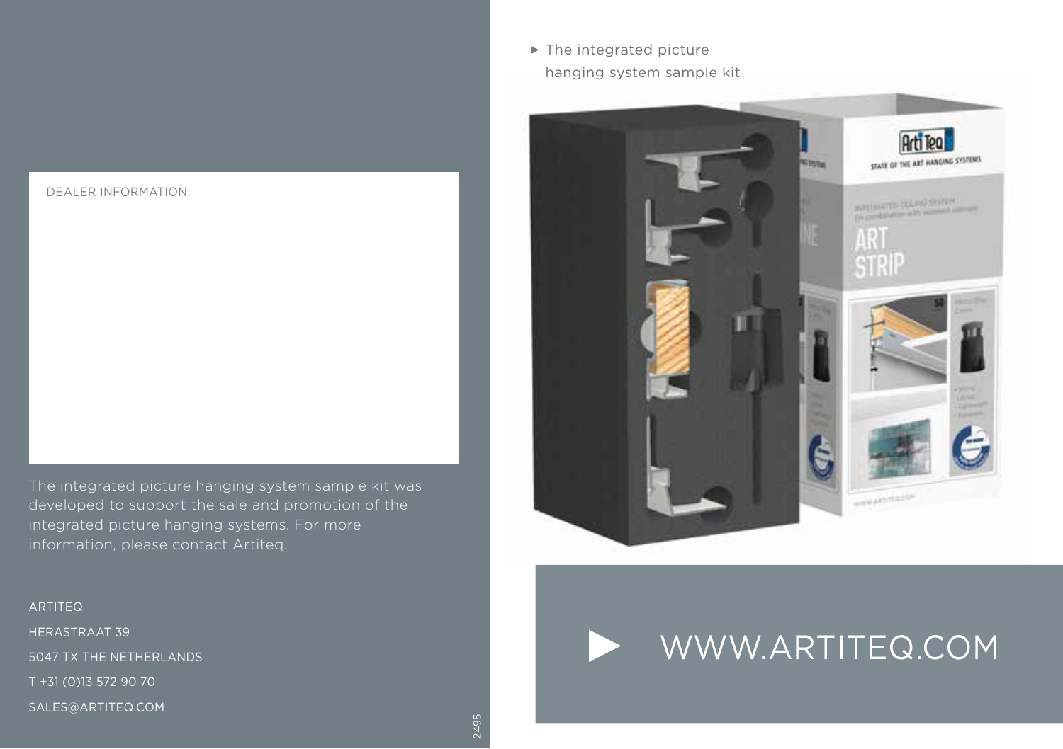DEALER INFORMATION:

The integrated picture hanging system sample kit was developed to support the sale and promotion of the integrated picture hanging systems. For more information, please contact Artiteq.

ARTITEQ

HERASTRAAT 39

5047 TX THE NETHERLANDS

T +31 (0)13 572 90 70

SALES@ARTITEQ.COM

2495

► The integrated picture hanging system sample kit

► WWW.ARTITEQ.COM